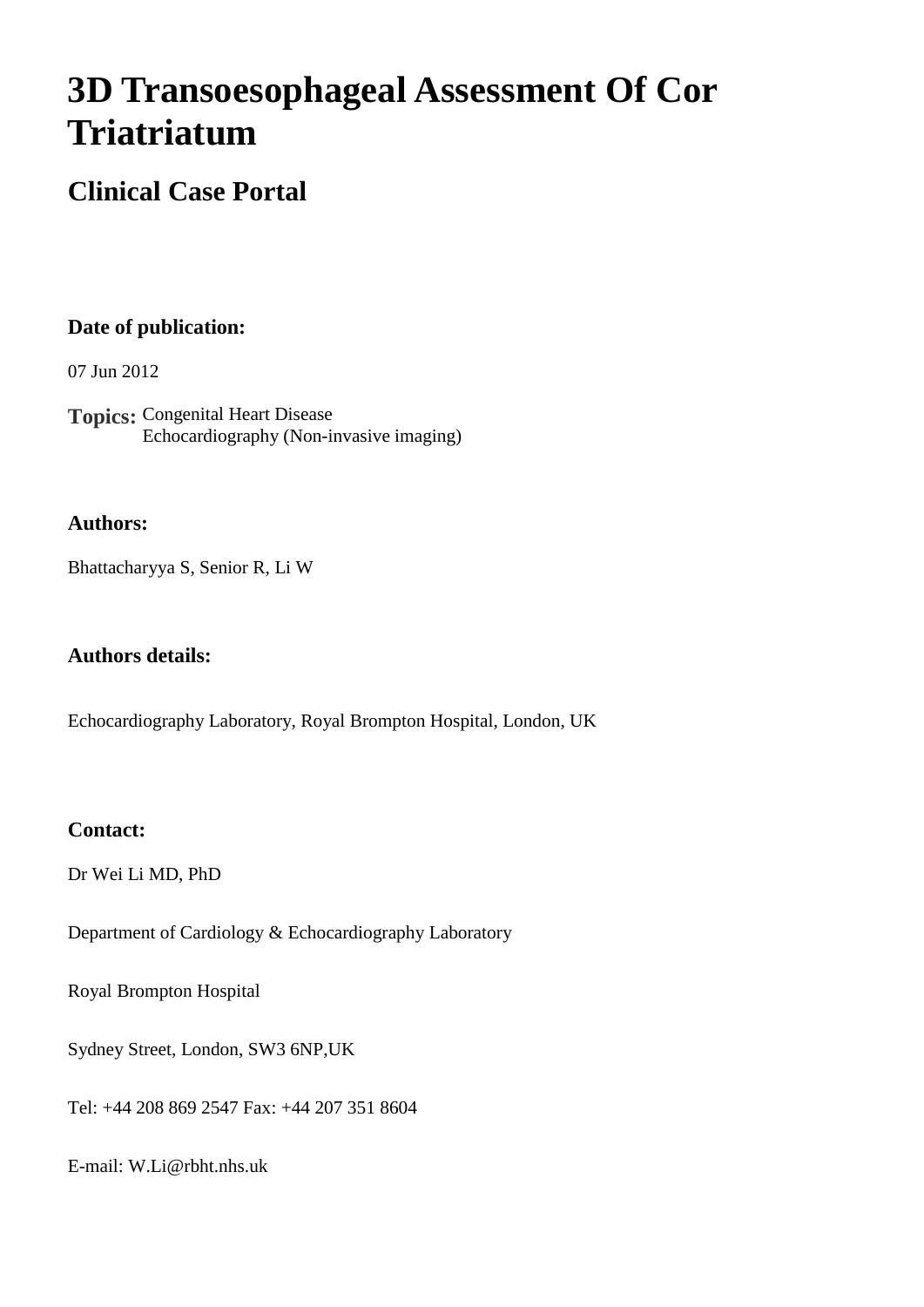# 3D Transoesophageal Assessment Of Cor Triatriatum

## Clinical Case Portal

**Date of publication:**

07 Jun 2012

**Topics:** Congenital Heart Disease
Echocardiography (Non-invasive imaging)

**Authors:**

Bhattacharyya S, Senior R, Li W

**Authors details:**

Echocardiography Laboratory, Royal Brompton Hospital, London, UK

**Contact:**

Dr Wei Li MD, PhD

Department of Cardiology & Echocardiography Laboratory

Royal Brompton Hospital

Sydney Street, London, SW3 6NP,UK

Tel: +44 208 869 2547 Fax: +44 207 351 8604

E-mail: W.Li@rbht.nhs.uk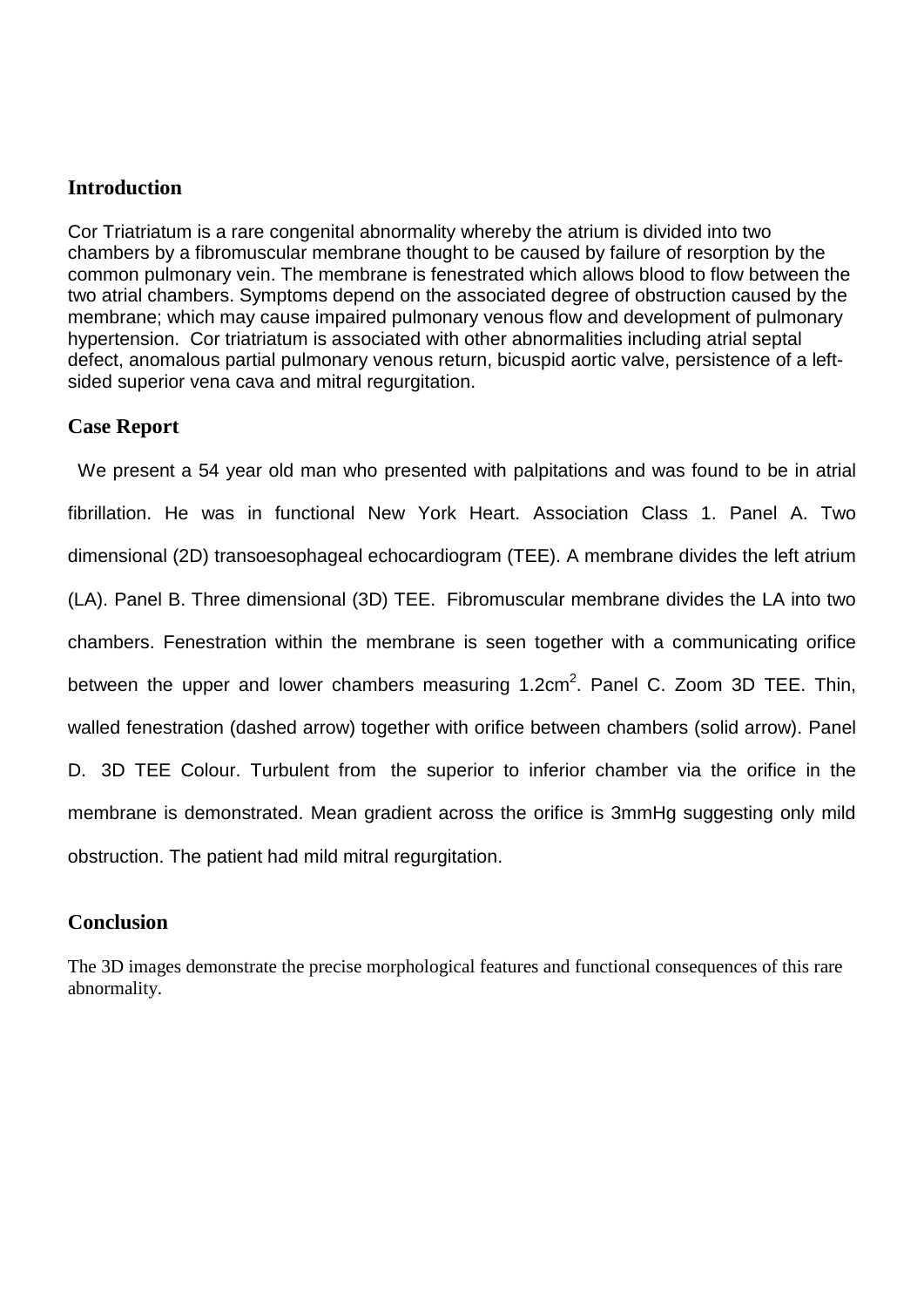## Introduction

Cor Triatriatum is a rare congenital abnormality whereby the atrium is divided into two chambers by a fibromuscular membrane thought to be caused by failure of resorption by the common pulmonary vein. The membrane is fenestrated which allows blood to flow between the two atrial chambers. Symptoms depend on the associated degree of obstruction caused by the membrane; which may cause impaired pulmonary venous flow and development of pulmonary hypertension. Cor triatriatum is associated with other abnormalities including atrial septal defect, anomalous partial pulmonary venous return, bicuspid aortic valve, persistence of a left-sided superior vena cava and mitral regurgitation.

## Case Report

We present a 54 year old man who presented with palpitations and was found to be in atrial fibrillation. He was in functional New York Heart. Association Class 1. Panel A. Two dimensional (2D) transoesophageal echocardiogram (TEE). A membrane divides the left atrium (LA). Panel B. Three dimensional (3D) TEE. Fibromuscular membrane divides the LA into two chambers. Fenestration within the membrane is seen together with a communicating orifice between the upper and lower chambers measuring $1.2cm^2$. Panel C. Zoom 3D TEE. Thin, walled fenestration (dashed arrow) together with orifice between chambers (solid arrow). Panel D. 3D TEE Colour. Turbulent from the superior to inferior chamber via the orifice in the membrane is demonstrated. Mean gradient across the orifice is 3mmHg suggesting only mild obstruction. The patient had mild mitral regurgitation.

## Conclusion

The 3D images demonstrate the precise morphological features and functional consequences of this rare abnormality.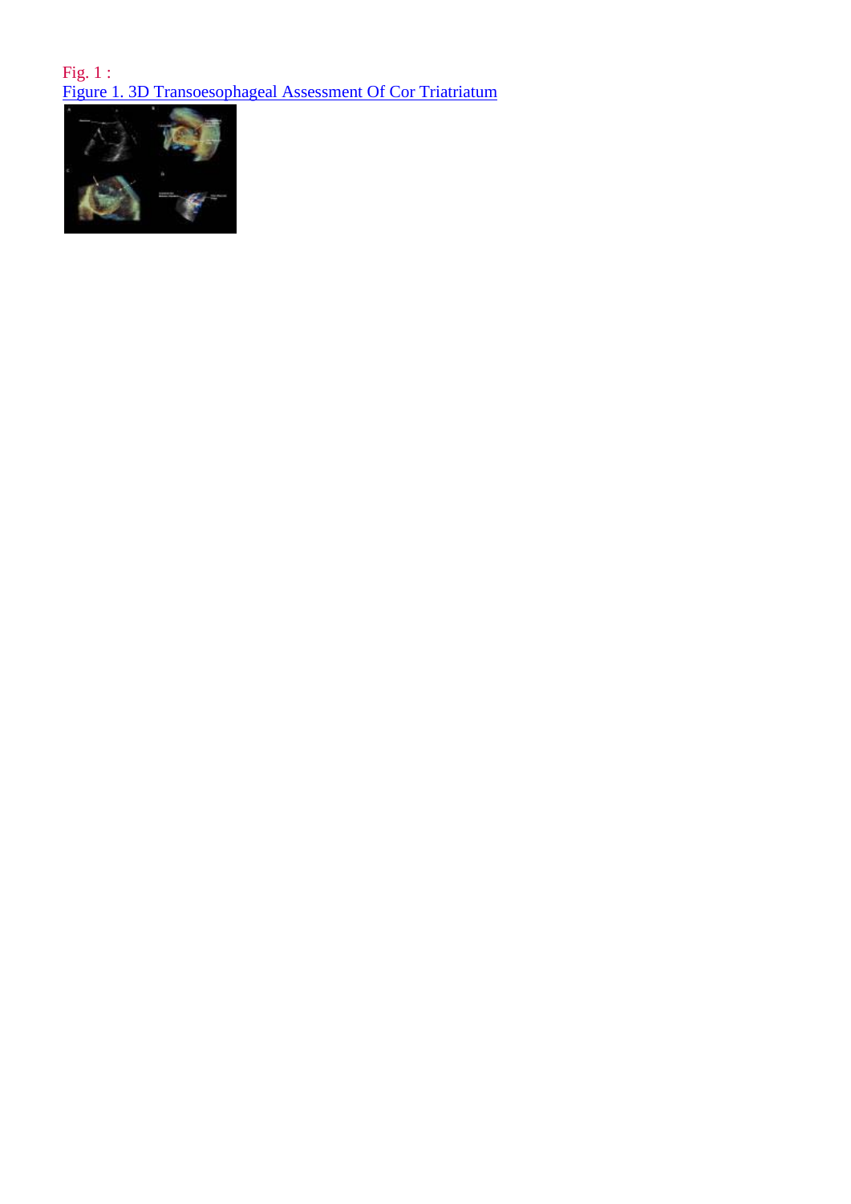Fig. 1 :

Figure 1. 3D Transoesophageal Assessment Of Cor Triatriatum